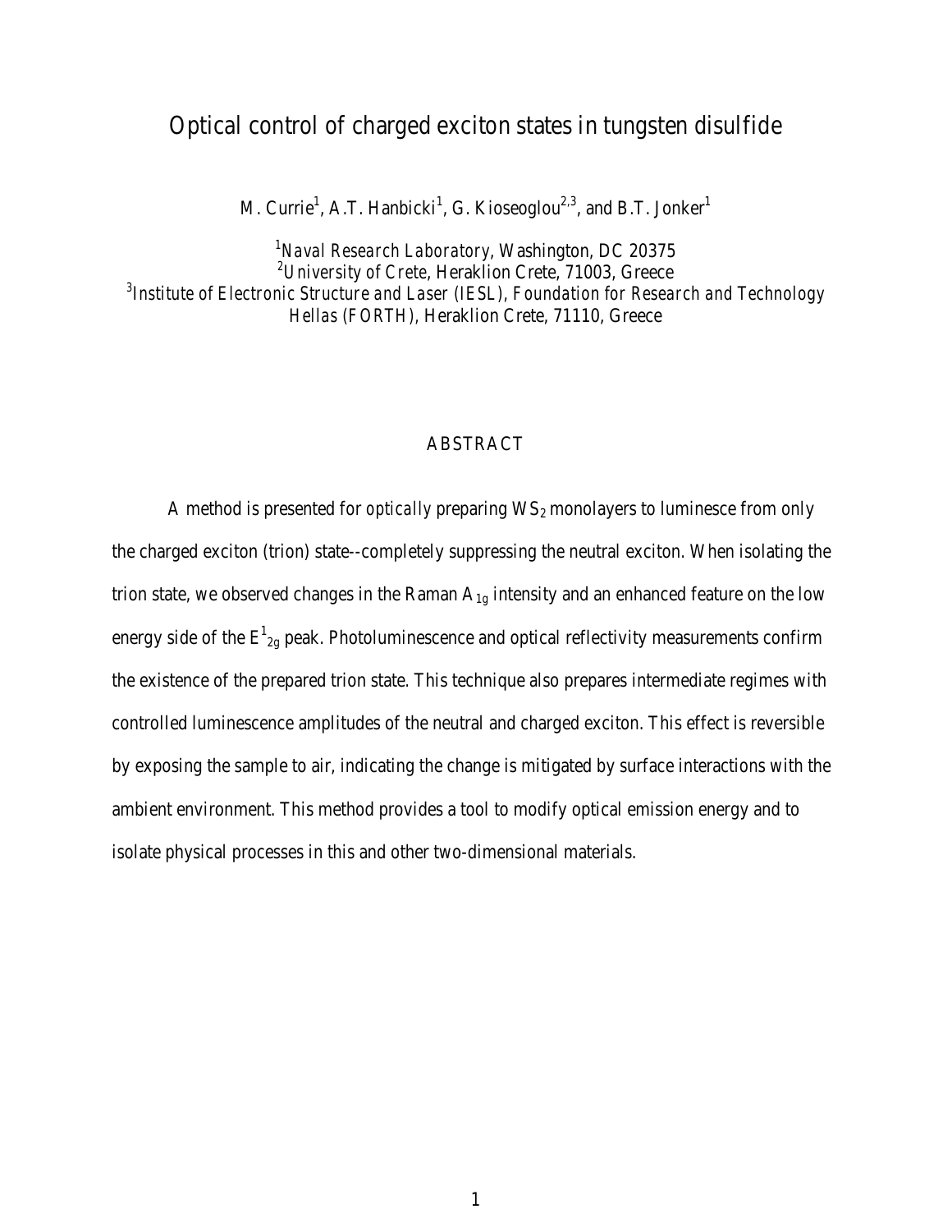# Optical control of charged exciton states in tungsten disulfide

M. Currie[1], A.T. Hanbicki[1], G. Kioseoglou[2,3], and B.T. Jonker[1]

[1]*Naval Research Laboratory*, Washington, DC 20375
[2]*University of Crete*, Heraklion Crete, 71003, Greece
[3]*Institute of Electronic Structure and Laser (IESL), Foundation for Research and Technology Hellas (FORTH)*, Heraklion Crete, 71110, Greece

## ABSTRACT

A method is presented for *optically* preparing $WS_2$ monolayers to luminesce from only the charged exciton (trion) state--completely suppressing the neutral exciton. When isolating the trion state, we observed changes in the Raman $A_{1g}$ intensity and an enhanced feature on the low energy side of the $E^1_{2g}$ peak. Photoluminescence and optical reflectivity measurements confirm the existence of the prepared trion state. This technique also prepares intermediate regimes with controlled luminescence amplitudes of the neutral and charged exciton. This effect is reversible by exposing the sample to air, indicating the change is mitigated by surface interactions with the ambient environment. This method provides a tool to modify optical emission energy and to isolate physical processes in this and other two-dimensional materials.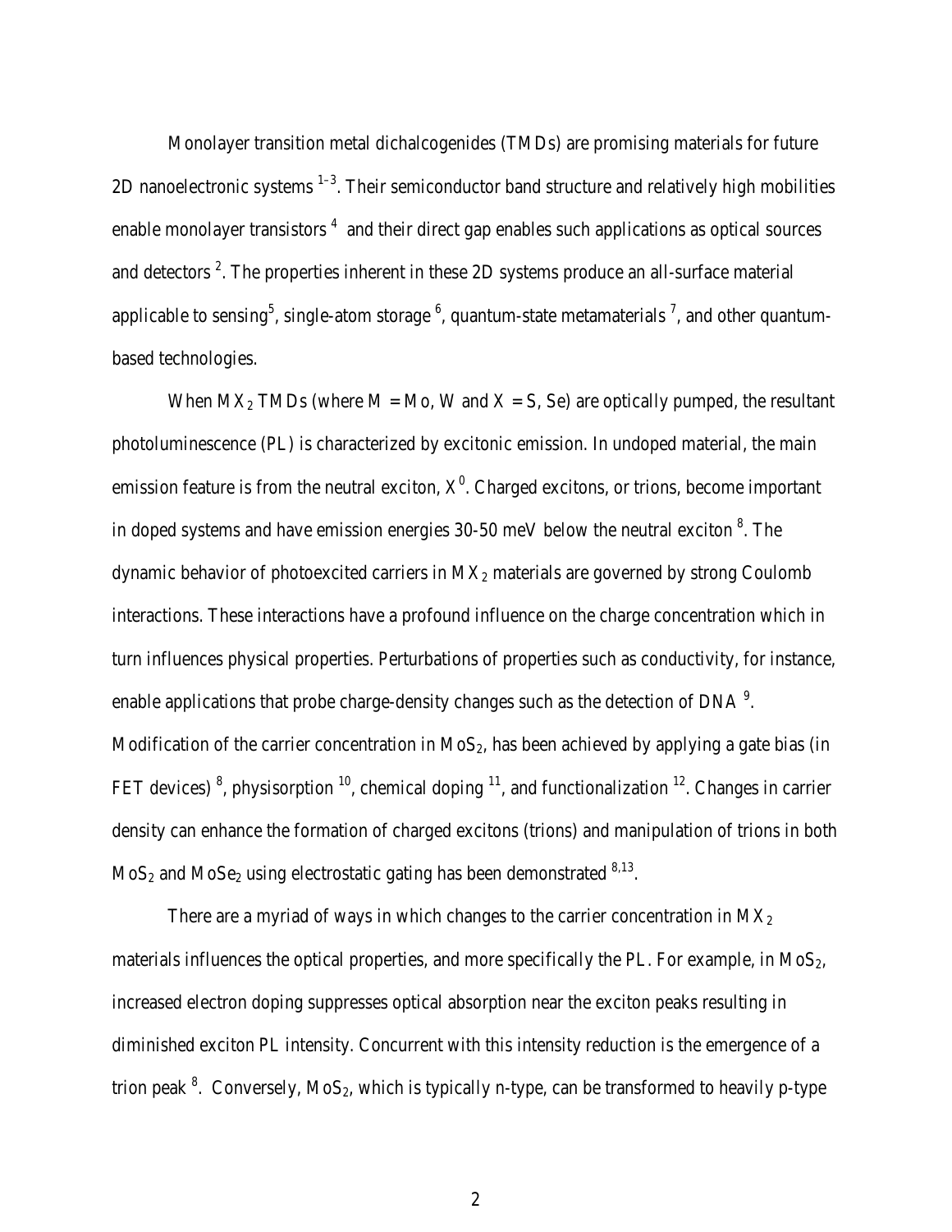Monolayer transition metal dichalcogenides (TMDs) are promising materials for future 2D nanoelectronic systems [1–3]. Their semiconductor band structure and relatively high mobilities enable monolayer transistors [4] and their direct gap enables such applications as optical sources and detectors [2]. The properties inherent in these 2D systems produce an all-surface material applicable to sensing[5], single-atom storage [6], quantum-state metamaterials [7], and other quantum-based technologies.

When $MX_2$ TMDs (where M = Mo, W and X = S, Se) are optically pumped, the resultant photoluminescence (PL) is characterized by excitonic emission. In undoped material, the main emission feature is from the neutral exciton, $X^0$. Charged excitons, or trions, become important in doped systems and have emission energies 30-50 meV below the neutral exciton [8]. The dynamic behavior of photoexcited carriers in $MX_2$ materials are governed by strong Coulomb interactions. These interactions have a profound influence on the charge concentration which in turn influences physical properties. Perturbations of properties such as conductivity, for instance, enable applications that probe charge-density changes such as the detection of DNA [9]. Modification of the carrier concentration in $MoS_2$, has been achieved by applying a gate bias (in FET devices) [8], physisorption [10], chemical doping [11], and functionalization [12]. Changes in carrier density can enhance the formation of charged excitons (trions) and manipulation of trions in both $MoS_2$ and $MoSe_2$ using electrostatic gating has been demonstrated [8,13].

There are a myriad of ways in which changes to the carrier concentration in $MX_2$ materials influences the optical properties, and more specifically the PL. For example, in $MoS_2$, increased electron doping suppresses optical absorption near the exciton peaks resulting in diminished exciton PL intensity. Concurrent with this intensity reduction is the emergence of a trion peak [8]. Conversely, $MoS_2$, which is typically n-type, can be transformed to heavily p-type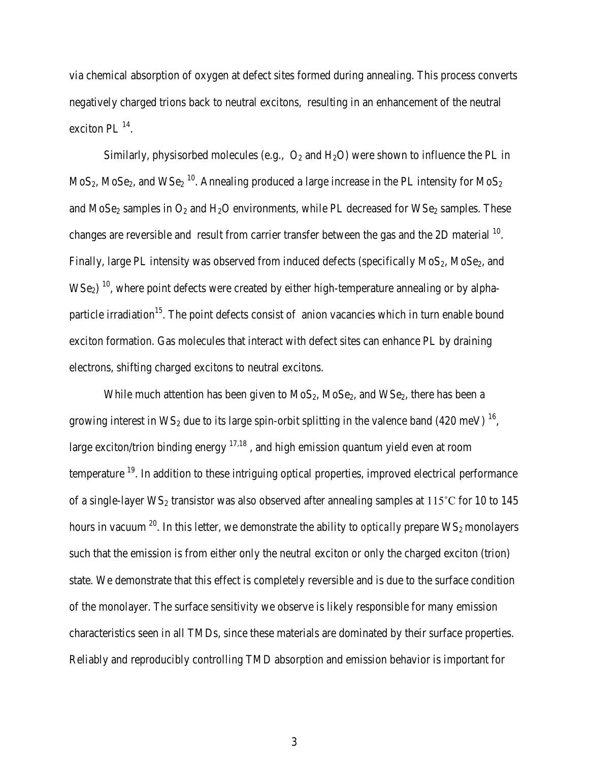via chemical absorption of oxygen at defect sites formed during annealing. This process converts negatively charged trions back to neutral excitons, resulting in an enhancement of the neutral exciton PL [14].

Similarly, physisorbed molecules (e.g., $O_2$ and $H_2O$) were shown to influence the PL in $MoS_2$, $MoSe_2$, and $WSe_2$ [10]. Annealing produced a large increase in the PL intensity for $MoS_2$ and $MoSe_2$ samples in $O_2$ and $H_2O$ environments, while PL decreased for $WSe_2$ samples. These changes are reversible and result from carrier transfer between the gas and the 2D material [10]. Finally, large PL intensity was observed from induced defects (specifically $MoS_2$, $MoSe_2$, and $WSe_2$) [10], where point defects were created by either high-temperature annealing or by alpha-particle irradiation[15]. The point defects consist of anion vacancies which in turn enable bound exciton formation. Gas molecules that interact with defect sites can enhance PL by draining electrons, shifting charged excitons to neutral excitons.

While much attention has been given to $MoS_2$, $MoSe_2$, and $WSe_2$, there has been a growing interest in $WS_2$ due to its large spin-orbit splitting in the valence band (420 meV) [16], large exciton/trion binding energy [17,18], and high emission quantum yield even at room temperature [19]. In addition to these intriguing optical properties, improved electrical performance of a single-layer $WS_2$ transistor was also observed after annealing samples at $115^{\circ}C$ for 10 to 145 hours in vacuum [20]. In this letter, we demonstrate the ability to *optically* prepare $WS_2$ monolayers such that the emission is from either only the neutral exciton or only the charged exciton (trion) state. We demonstrate that this effect is completely reversible and is due to the surface condition of the monolayer. The surface sensitivity we observe is likely responsible for many emission characteristics seen in all TMDs, since these materials are dominated by their surface properties. Reliably and reproducibly controlling TMD absorption and emission behavior is important for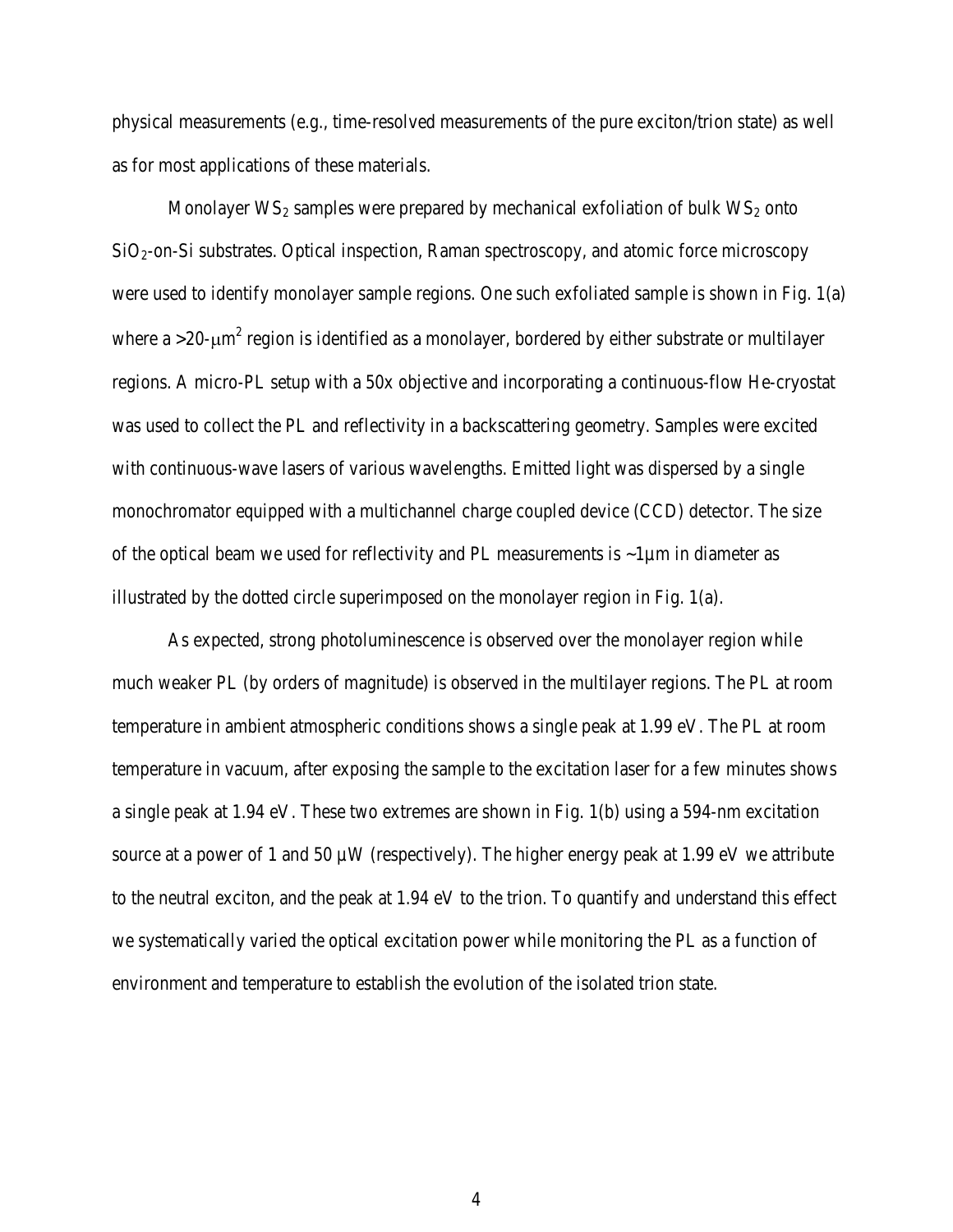physical measurements (e.g., time-resolved measurements of the pure exciton/trion state) as well as for most applications of these materials.

Monolayer $WS_2$ samples were prepared by mechanical exfoliation of bulk $WS_2$ onto $SiO_2$-on-Si substrates. Optical inspection, Raman spectroscopy, and atomic force microscopy were used to identify monolayer sample regions. One such exfoliated sample is shown in Fig. 1(a) where a >20-$\mu m^2$ region is identified as a monolayer, bordered by either substrate or multilayer regions. A micro-PL setup with a 50x objective and incorporating a continuous-flow He-cryostat was used to collect the PL and reflectivity in a backscattering geometry. Samples were excited with continuous-wave lasers of various wavelengths. Emitted light was dispersed by a single monochromator equipped with a multichannel charge coupled device (CCD) detector. The size of the optical beam we used for reflectivity and PL measurements is ~1µm in diameter as illustrated by the dotted circle superimposed on the monolayer region in Fig. 1(a).

As expected, strong photoluminescence is observed over the monolayer region while much weaker PL (by orders of magnitude) is observed in the multilayer regions. The PL at room temperature in ambient atmospheric conditions shows a single peak at 1.99 eV. The PL at room temperature in vacuum, after exposing the sample to the excitation laser for a few minutes shows a single peak at 1.94 eV. These two extremes are shown in Fig. 1(b) using a 594-nm excitation source at a power of 1 and 50 µW (respectively). The higher energy peak at 1.99 eV we attribute to the neutral exciton, and the peak at 1.94 eV to the trion. To quantify and understand this effect we systematically varied the optical excitation power while monitoring the PL as a function of environment and temperature to establish the evolution of the isolated trion state.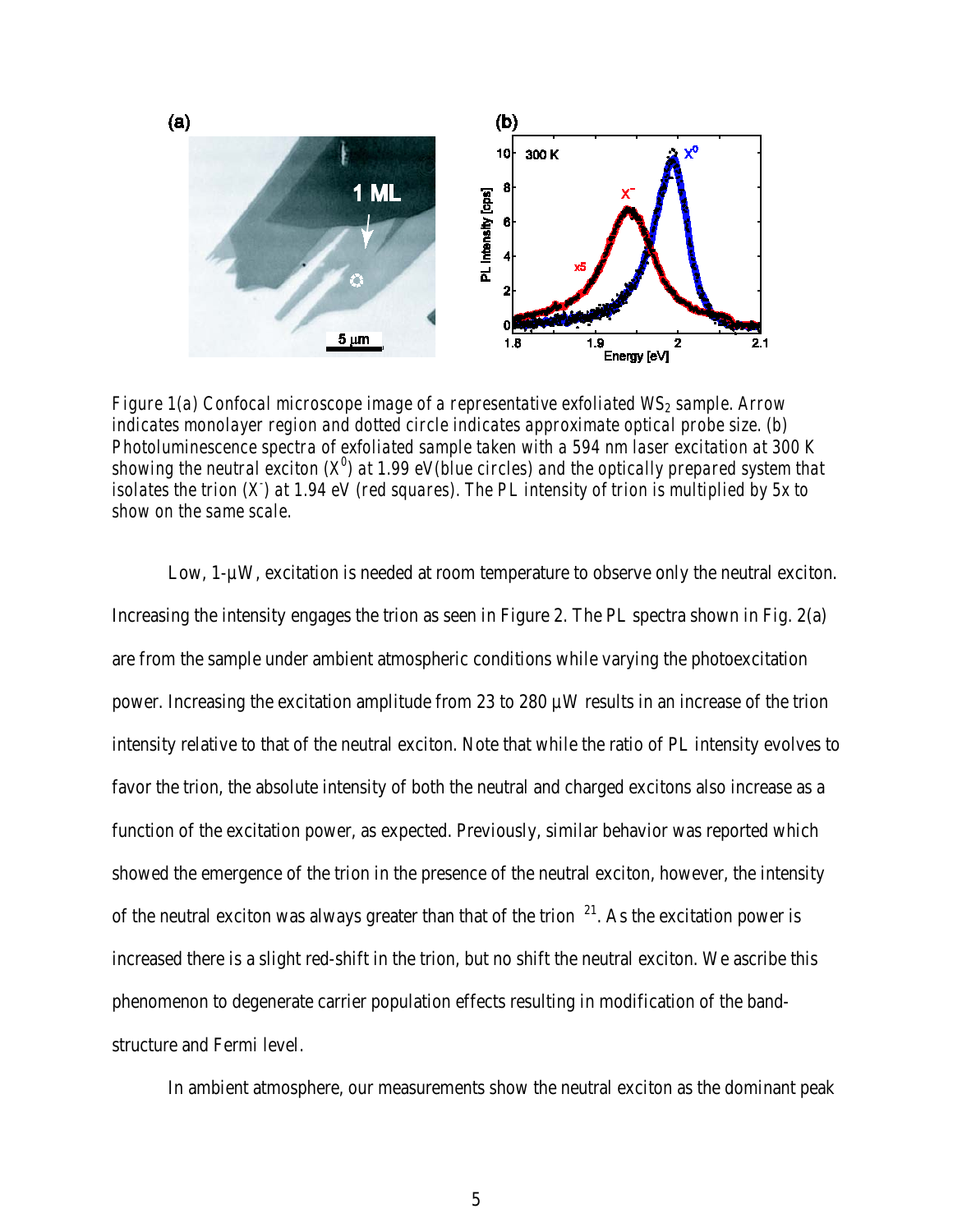*Figure 1(a) Confocal microscope image of a representative exfoliated $WS_2$ sample. Arrow indicates monolayer region and dotted circle indicates approximate optical probe size. (b) Photoluminescence spectra of exfoliated sample taken with a 594 nm laser excitation at 300 K showing the neutral exciton ($X^0$) at 1.99 eV(blue circles) and the optically prepared system that isolates the trion ($X^-$) at 1.94 eV (red squares). The PL intensity of trion is multiplied by 5x to show on the same scale.*

Low, 1-µW, excitation is needed at room temperature to observe only the neutral exciton. Increasing the intensity engages the trion as seen in Figure 2. The PL spectra shown in Fig. 2(a) are from the sample under ambient atmospheric conditions while varying the photoexcitation power. Increasing the excitation amplitude from 23 to 280 µW results in an increase of the trion intensity relative to that of the neutral exciton. Note that while the ratio of PL intensity evolves to favor the trion, the absolute intensity of both the neutral and charged excitons also increase as a function of the excitation power, as expected. Previously, similar behavior was reported which showed the emergence of the trion in the presence of the neutral exciton, however, the intensity of the neutral exciton was always greater than that of the trion [21]. As the excitation power is increased there is a slight red-shift in the trion, but no shift the neutral exciton. We ascribe this phenomenon to degenerate carrier population effects resulting in modification of the band-structure and Fermi level.

In ambient atmosphere, our measurements show the neutral exciton as the dominant peak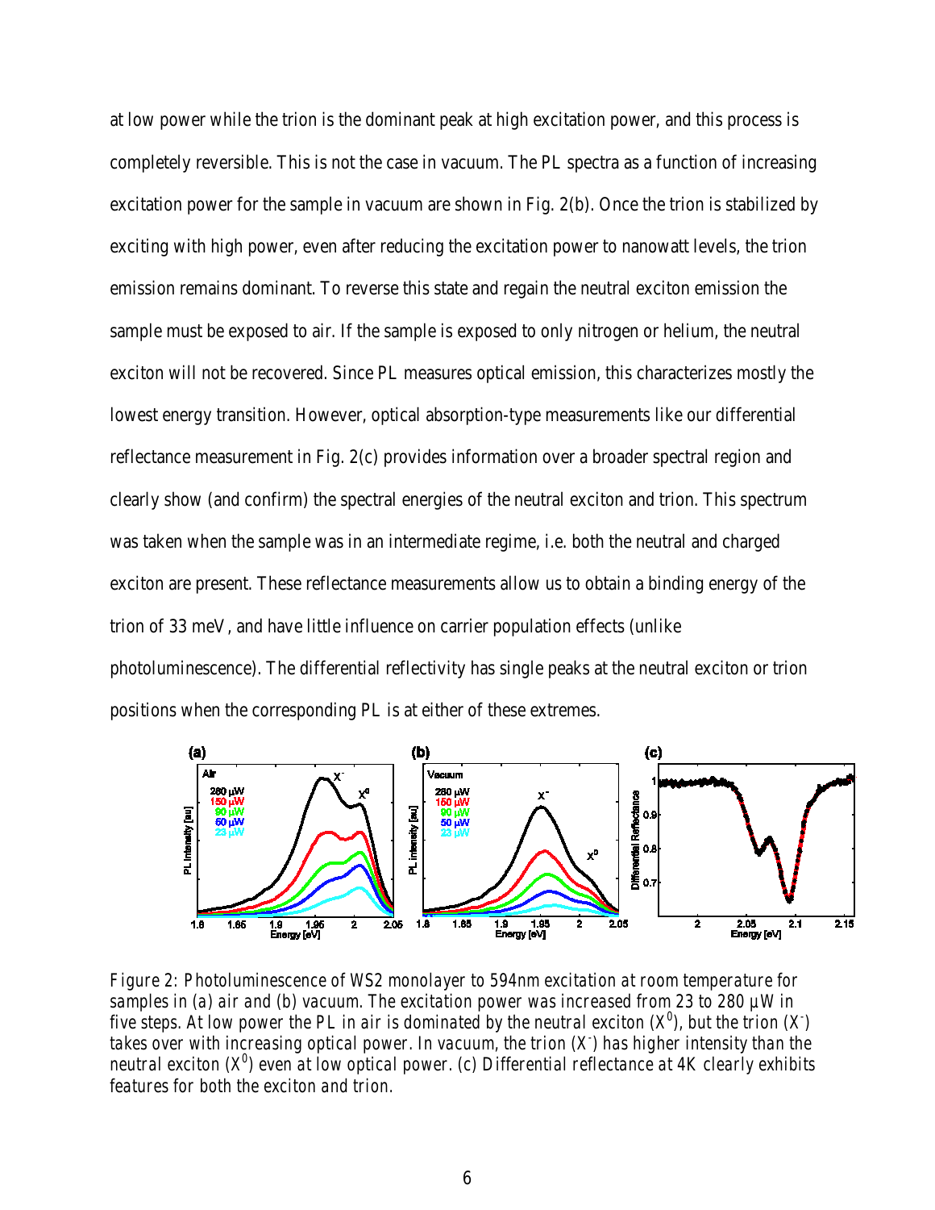at low power while the trion is the dominant peak at high excitation power, and this process is completely reversible. This is not the case in vacuum. The PL spectra as a function of increasing excitation power for the sample in vacuum are shown in Fig. 2(b). Once the trion is stabilized by exciting with high power, even after reducing the excitation power to nanowatt levels, the trion emission remains dominant. To reverse this state and regain the neutral exciton emission the sample must be exposed to air. If the sample is exposed to only nitrogen or helium, the neutral exciton will not be recovered. Since PL measures optical emission, this characterizes mostly the lowest energy transition. However, optical absorption-type measurements like our differential reflectance measurement in Fig. 2(c) provides information over a broader spectral region and clearly show (and confirm) the spectral energies of the neutral exciton and trion. This spectrum was taken when the sample was in an intermediate regime, i.e. both the neutral and charged exciton are present. These reflectance measurements allow us to obtain a binding energy of the trion of 33 meV, and have little influence on carrier population effects (unlike photoluminescence). The differential reflectivity has single peaks at the neutral exciton or trion positions when the corresponding PL is at either of these extremes.

*Figure 2: Photoluminescence of WS2 monolayer to 594nm excitation at room temperature for samples in (a) air and (b) vacuum. The excitation power was increased from 23 to 280 µW in five steps. At low power the PL in air is dominated by the neutral exciton ($X^0$), but the trion ($X^-$) takes over with increasing optical power. In vacuum, the trion ($X^-$) has higher intensity than the neutral exciton ($X^0$) even at low optical power. (c) Differential reflectance at 4K clearly exhibits features for both the exciton and trion.*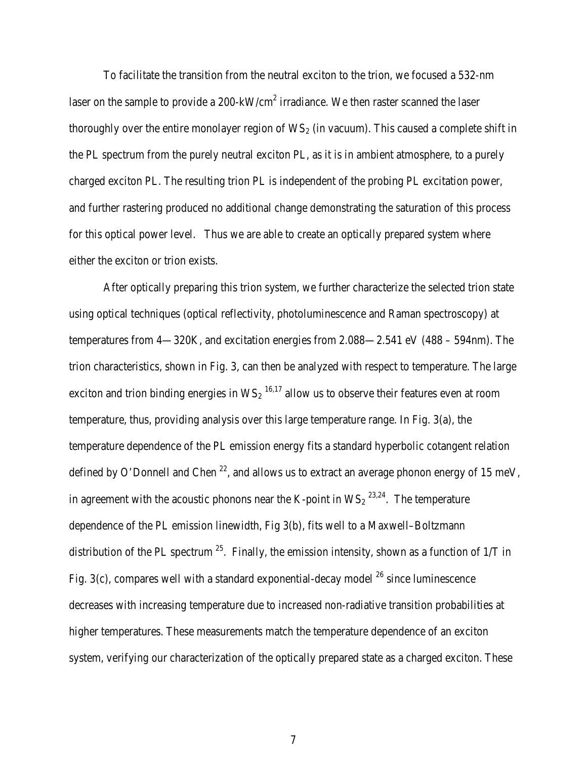To facilitate the transition from the neutral exciton to the trion, we focused a 532-nm laser on the sample to provide a 200-kW/cm$^2$ irradiance. We then raster scanned the laser thoroughly over the entire monolayer region of $WS_2$ (in vacuum). This caused a complete shift in the PL spectrum from the purely neutral exciton PL, as it is in ambient atmosphere, to a purely charged exciton PL. The resulting trion PL is independent of the probing PL excitation power, and further rastering produced no additional change demonstrating the saturation of this process for this optical power level. Thus we are able to create an optically prepared system where either the exciton or trion exists.

After optically preparing this trion system, we further characterize the selected trion state using optical techniques (optical reflectivity, photoluminescence and Raman spectroscopy) at temperatures from 4—320K, and excitation energies from 2.088—2.541 eV (488 – 594nm). The trion characteristics, shown in Fig. 3, can then be analyzed with respect to temperature. The large exciton and trion binding energies in $WS_2$ [16,17] allow us to observe their features even at room temperature, thus, providing analysis over this large temperature range. In Fig. 3(a), the temperature dependence of the PL emission energy fits a standard hyperbolic cotangent relation defined by O'Donnell and Chen [22], and allows us to extract an average phonon energy of 15 meV, in agreement with the acoustic phonons near the K-point in $WS_2$ [23,24]. The temperature dependence of the PL emission linewidth, Fig 3(b), fits well to a Maxwell–Boltzmann distribution of the PL spectrum [25]. Finally, the emission intensity, shown as a function of 1/T in Fig. 3(c), compares well with a standard exponential-decay model [26] since luminescence decreases with increasing temperature due to increased non-radiative transition probabilities at higher temperatures. These measurements match the temperature dependence of an exciton system, verifying our characterization of the optically prepared state as a charged exciton. These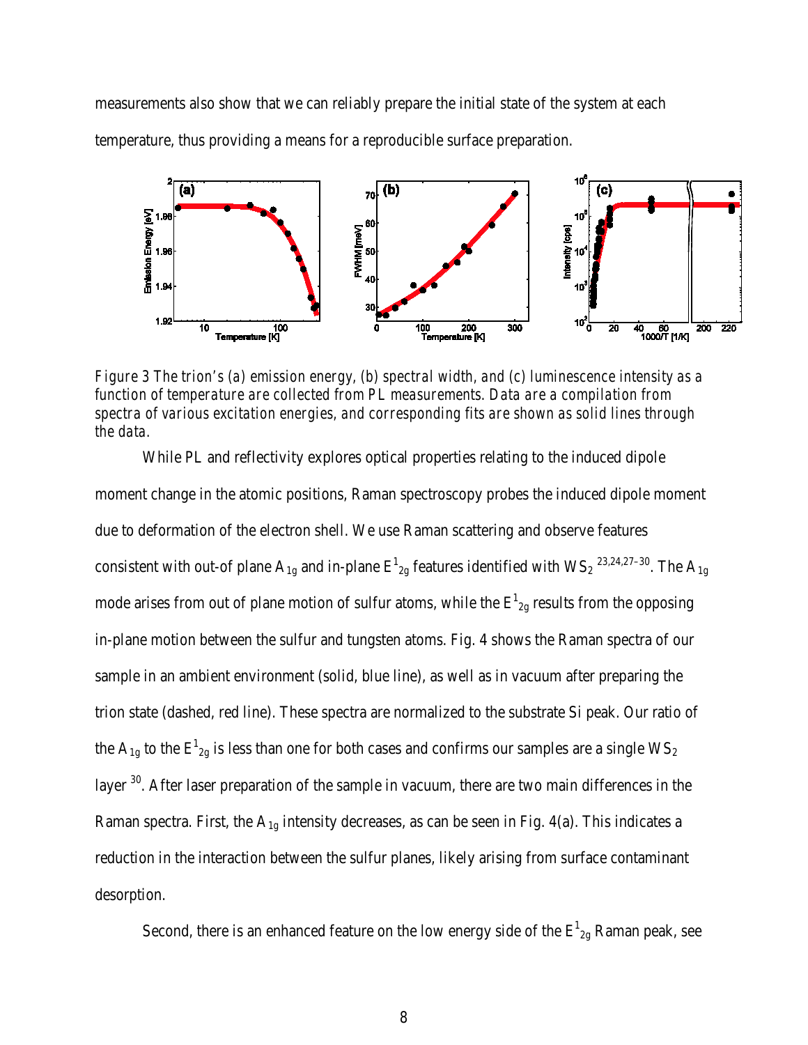measurements also show that we can reliably prepare the initial state of the system at each temperature, thus providing a means for a reproducible surface preparation.

*Figure 3 The trion's (a) emission energy, (b) spectral width, and (c) luminescence intensity as a function of temperature are collected from PL measurements. Data are a compilation from spectra of various excitation energies, and corresponding fits are shown as solid lines through the data.*

While PL and reflectivity explores optical properties relating to the induced dipole moment change in the atomic positions, Raman spectroscopy probes the induced dipole moment due to deformation of the electron shell. We use Raman scattering and observe features consistent with out-of plane $A_{1g}$ and in-plane $E^1_{2g}$ features identified with $WS_2$ [23,24,27–30]. The $A_{1g}$ mode arises from out of plane motion of sulfur atoms, while the $E^1_{2g}$ results from the opposing in-plane motion between the sulfur and tungsten atoms. Fig. 4 shows the Raman spectra of our sample in an ambient environment (solid, blue line), as well as in vacuum after preparing the trion state (dashed, red line). These spectra are normalized to the substrate Si peak. Our ratio of the $A_{1g}$ to the $E^1_{2g}$ is less than one for both cases and confirms our samples are a single $WS_2$ layer [30]. After laser preparation of the sample in vacuum, there are two main differences in the Raman spectra. First, the $A_{1g}$ intensity decreases, as can be seen in Fig. 4(a). This indicates a reduction in the interaction between the sulfur planes, likely arising from surface contaminant desorption.

Second, there is an enhanced feature on the low energy side of the $E^1_{2g}$ Raman peak, see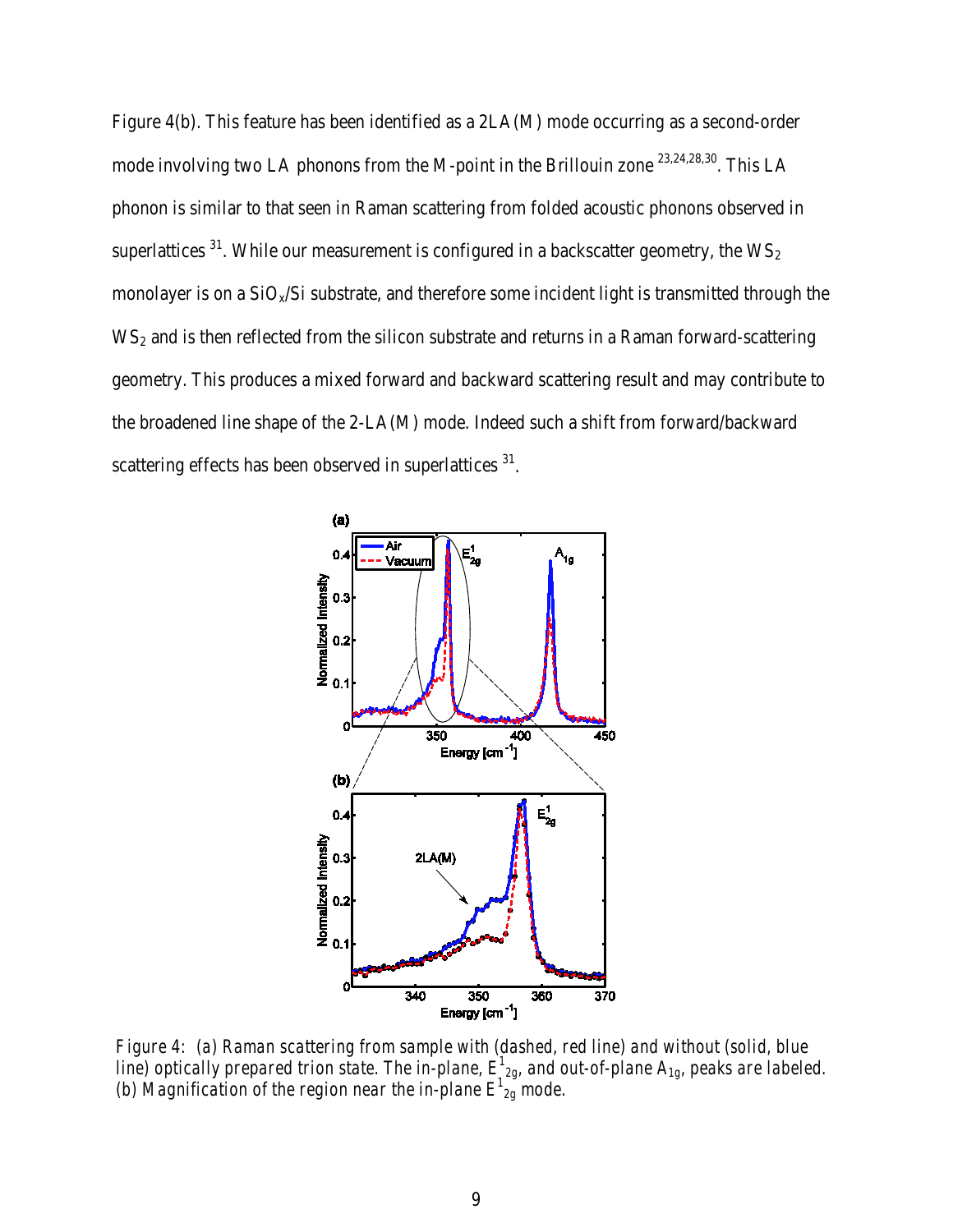Figure 4(b). This feature has been identified as a 2LA(M) mode occurring as a second-order mode involving two LA phonons from the M-point in the Brillouin zone [23,24,28,30]. This LA phonon is similar to that seen in Raman scattering from folded acoustic phonons observed in superlattices [31]. While our measurement is configured in a backscatter geometry, the $WS_2$ monolayer is on a $SiO_x$/Si substrate, and therefore some incident light is transmitted through the $WS_2$ and is then reflected from the silicon substrate and returns in a Raman forward-scattering geometry. This produces a mixed forward and backward scattering result and may contribute to the broadened line shape of the 2-LA(M) mode. Indeed such a shift from forward/backward scattering effects has been observed in superlattices [31].

*Figure 4: (a) Raman scattering from sample with (dashed, red line) and without (solid, blue line) optically prepared trion state. The in-plane, $E^1_{2g}$, and out-of-plane $A_{1g}$, peaks are labeled. (b) Magnification of the region near the in-plane $E^1_{2g}$ mode.*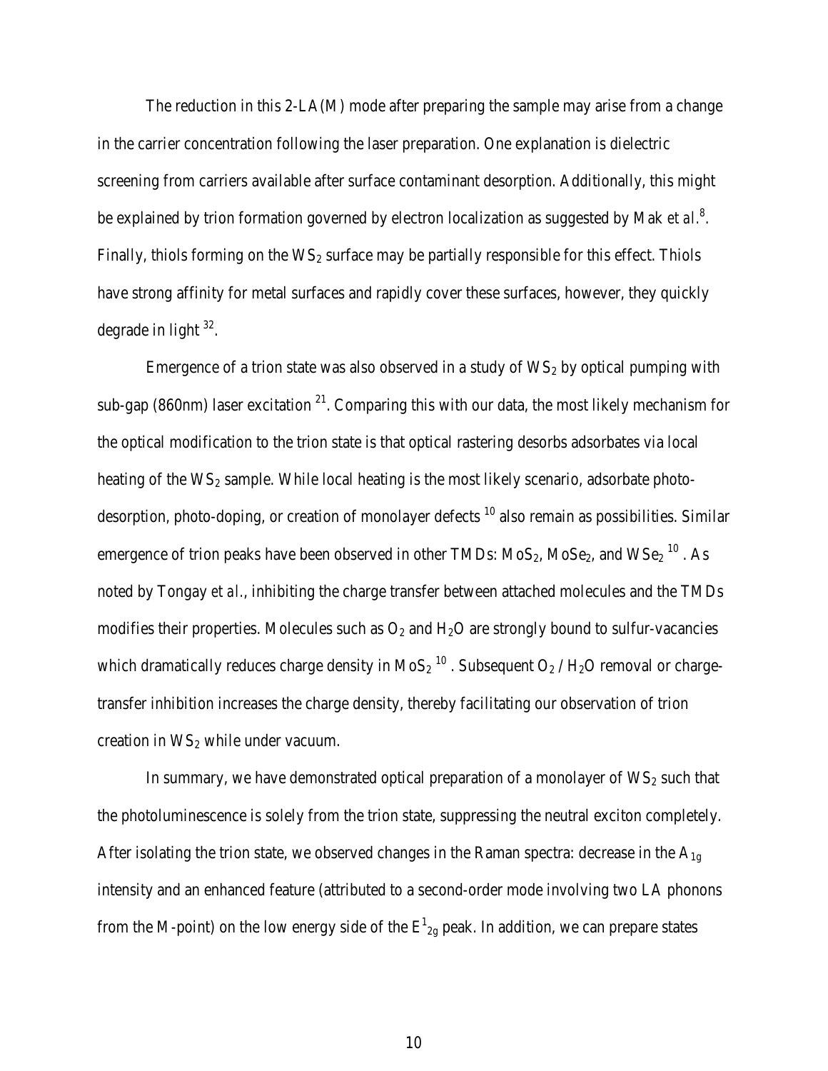The reduction in this 2-LA(M) mode after preparing the sample may arise from a change in the carrier concentration following the laser preparation. One explanation is dielectric screening from carriers available after surface contaminant desorption. Additionally, this might be explained by trion formation governed by electron localization as suggested by Mak *et al.*[8]. Finally, thiols forming on the $WS_2$ surface may be partially responsible for this effect. Thiols have strong affinity for metal surfaces and rapidly cover these surfaces, however, they quickly degrade in light [32].

Emergence of a trion state was also observed in a study of $WS_2$ by optical pumping with sub-gap (860nm) laser excitation [21]. Comparing this with our data, the most likely mechanism for the optical modification to the trion state is that optical rastering desorbs adsorbates via local heating of the $WS_2$ sample. While local heating is the most likely scenario, adsorbate photo-desorption, photo-doping, or creation of monolayer defects [10] also remain as possibilities. Similar emergence of trion peaks have been observed in other TMDs: $MoS_2$, $MoSe_2$, and $WSe_2$ [10]. As noted by Tongay *et al.*, inhibiting the charge transfer between attached molecules and the TMDs modifies their properties. Molecules such as $O_2$ and $H_2O$ are strongly bound to sulfur-vacancies which dramatically reduces charge density in $MoS_2$ [10]. Subsequent $O_2$ / $H_2O$ removal or charge-transfer inhibition increases the charge density, thereby facilitating our observation of trion creation in $WS_2$ while under vacuum.

In summary, we have demonstrated optical preparation of a monolayer of $WS_2$ such that the photoluminescence is solely from the trion state, suppressing the neutral exciton completely. After isolating the trion state, we observed changes in the Raman spectra: decrease in the $A_{1g}$ intensity and an enhanced feature (attributed to a second-order mode involving two LA phonons from the M-point) on the low energy side of the $E^1_{2g}$ peak. In addition, we can prepare states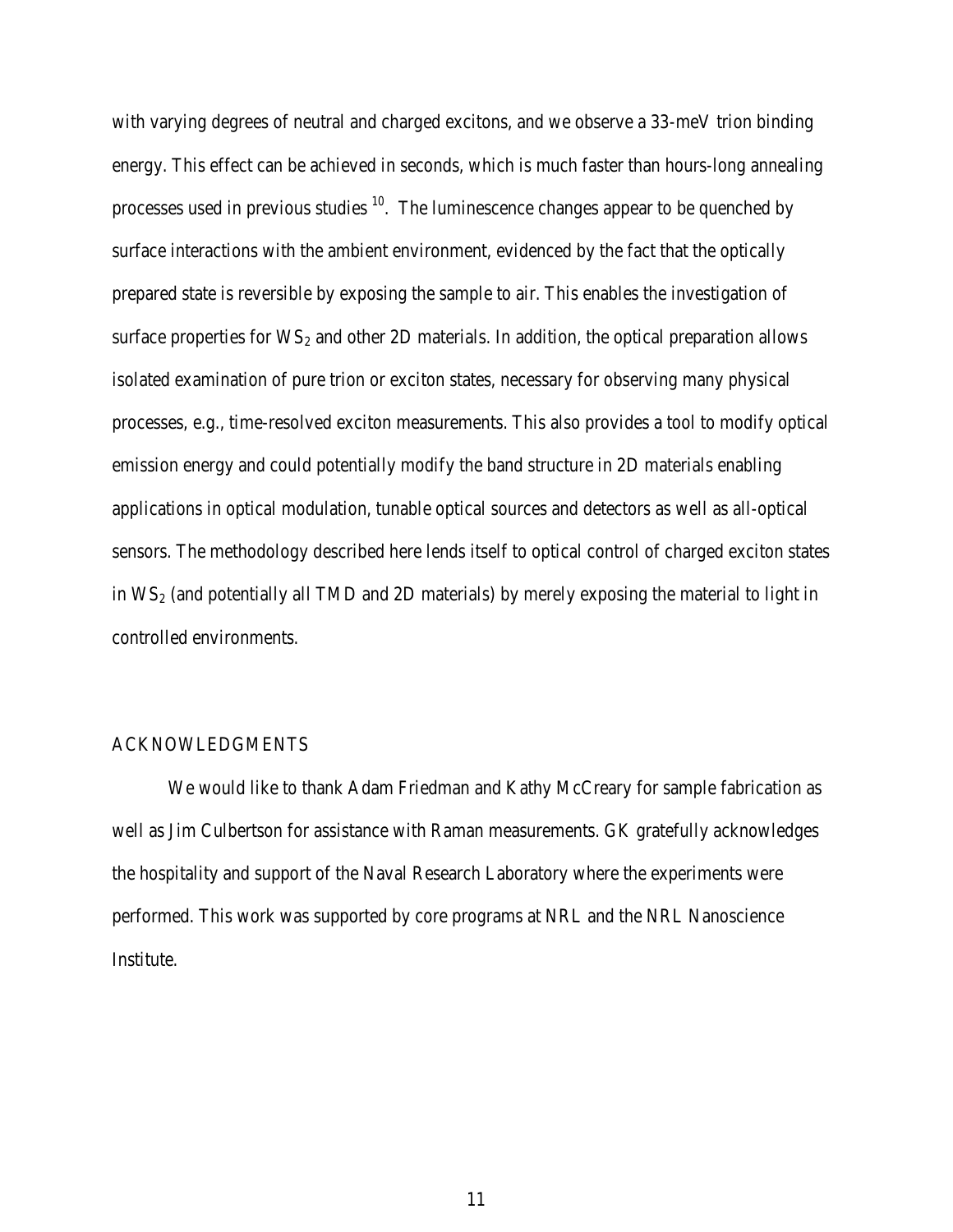with varying degrees of neutral and charged excitons, and we observe a 33-meV trion binding energy. This effect can be achieved in seconds, which is much faster than hours-long annealing processes used in previous studies [10]. The luminescence changes appear to be quenched by surface interactions with the ambient environment, evidenced by the fact that the optically prepared state is reversible by exposing the sample to air. This enables the investigation of surface properties for $WS_2$ and other 2D materials. In addition, the optical preparation allows isolated examination of pure trion or exciton states, necessary for observing many physical processes, e.g., time-resolved exciton measurements. This also provides a tool to modify optical emission energy and could potentially modify the band structure in 2D materials enabling applications in optical modulation, tunable optical sources and detectors as well as all-optical sensors. The methodology described here lends itself to optical control of charged exciton states in $WS_2$ (and potentially all TMD and 2D materials) by merely exposing the material to light in controlled environments.

## ACKNOWLEDGMENTS

We would like to thank Adam Friedman and Kathy McCreary for sample fabrication as well as Jim Culbertson for assistance with Raman measurements. GK gratefully acknowledges the hospitality and support of the Naval Research Laboratory where the experiments were performed. This work was supported by core programs at NRL and the NRL Nanoscience Institute.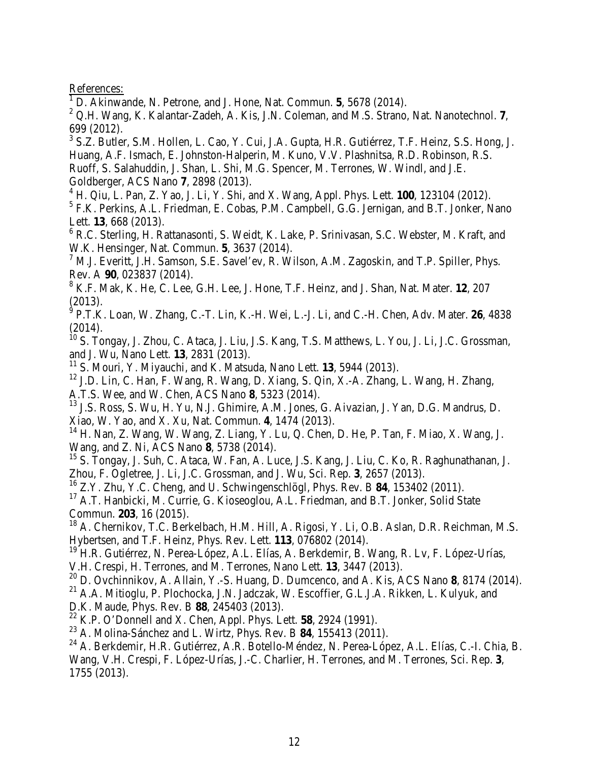References:

[1] D. Akinwande, N. Petrone, and J. Hone, Nat. Commun. **5**, 5678 (2014).

[2] Q.H. Wang, K. Kalantar-Zadeh, A. Kis, J.N. Coleman, and M.S. Strano, Nat. Nanotechnol. **7**, 699 (2012).

[3] S.Z. Butler, S.M. Hollen, L. Cao, Y. Cui, J.A. Gupta, H.R. Gutiérrez, T.F. Heinz, S.S. Hong, J. Huang, A.F. Ismach, E. Johnston-Halperin, M. Kuno, V.V. Plashnitsa, R.D. Robinson, R.S. Ruoff, S. Salahuddin, J. Shan, L. Shi, M.G. Spencer, M. Terrones, W. Windl, and J.E. Goldberger, ACS Nano **7**, 2898 (2013).

[4] H. Qiu, L. Pan, Z. Yao, J. Li, Y. Shi, and X. Wang, Appl. Phys. Lett. **100**, 123104 (2012).

[5] F.K. Perkins, A.L. Friedman, E. Cobas, P.M. Campbell, G.G. Jernigan, and B.T. Jonker, Nano Lett. **13**, 668 (2013).

[6] R.C. Sterling, H. Rattanasonti, S. Weidt, K. Lake, P. Srinivasan, S.C. Webster, M. Kraft, and W.K. Hensinger, Nat. Commun. **5**, 3637 (2014).

[7] M.J. Everitt, J.H. Samson, S.E. Savel'ev, R. Wilson, A.M. Zagoskin, and T.P. Spiller, Phys. Rev. A **90**, 023837 (2014).

[8] K.F. Mak, K. He, C. Lee, G.H. Lee, J. Hone, T.F. Heinz, and J. Shan, Nat. Mater. **12**, 207 (2013).

[9] P.T.K. Loan, W. Zhang, C.-T. Lin, K.-H. Wei, L.-J. Li, and C.-H. Chen, Adv. Mater. **26**, 4838 (2014).

[10] S. Tongay, J. Zhou, C. Ataca, J. Liu, J.S. Kang, T.S. Matthews, L. You, J. Li, J.C. Grossman, and J. Wu, Nano Lett. **13**, 2831 (2013).

[11] S. Mouri, Y. Miyauchi, and K. Matsuda, Nano Lett. **13**, 5944 (2013).

[12] J.D. Lin, C. Han, F. Wang, R. Wang, D. Xiang, S. Qin, X.-A. Zhang, L. Wang, H. Zhang, A.T.S. Wee, and W. Chen, ACS Nano **8**, 5323 (2014).

[13] J.S. Ross, S. Wu, H. Yu, N.J. Ghimire, A.M. Jones, G. Aivazian, J. Yan, D.G. Mandrus, D. Xiao, W. Yao, and X. Xu, Nat. Commun. **4**, 1474 (2013).

[14] H. Nan, Z. Wang, W. Wang, Z. Liang, Y. Lu, Q. Chen, D. He, P. Tan, F. Miao, X. Wang, J. Wang, and Z. Ni, ACS Nano **8**, 5738 (2014).

[15] S. Tongay, J. Suh, C. Ataca, W. Fan, A. Luce, J.S. Kang, J. Liu, C. Ko, R. Raghunathanan, J. Zhou, F. Ogletree, J. Li, J.C. Grossman, and J. Wu, Sci. Rep. **3**, 2657 (2013).

[16] Z.Y. Zhu, Y.C. Cheng, and U. Schwingenschlögl, Phys. Rev. B **84**, 153402 (2011).

[17] A.T. Hanbicki, M. Currie, G. Kioseoglou, A.L. Friedman, and B.T. Jonker, Solid State Commun. **203**, 16 (2015).

[18] A. Chernikov, T.C. Berkelbach, H.M. Hill, A. Rigosi, Y. Li, O.B. Aslan, D.R. Reichman, M.S. Hybertsen, and T.F. Heinz, Phys. Rev. Lett. **113**, 076802 (2014).

[19] H.R. Gutiérrez, N. Perea-López, A.L. Elías, A. Berkdemir, B. Wang, R. Lv, F. López-Urías, V.H. Crespi, H. Terrones, and M. Terrones, Nano Lett. **13**, 3447 (2013).

[20] D. Ovchinnikov, A. Allain, Y.-S. Huang, D. Dumcenco, and A. Kis, ACS Nano **8**, 8174 (2014).

[21] A.A. Mitioglu, P. Plochocka, J.N. Jadczak, W. Escoffier, G.L.J.A. Rikken, L. Kulyuk, and D.K. Maude, Phys. Rev. B **88**, 245403 (2013).

[22] K.P. O'Donnell and X. Chen, Appl. Phys. Lett. **58**, 2924 (1991).

[23] A. Molina-Sánchez and L. Wirtz, Phys. Rev. B **84**, 155413 (2011).

[24] A. Berkdemir, H.R. Gutiérrez, A.R. Botello-Méndez, N. Perea-López, A.L. Elías, C.-I. Chia, B. Wang, V.H. Crespi, F. López-Urías, J.-C. Charlier, H. Terrones, and M. Terrones, Sci. Rep. **3**, 1755 (2013).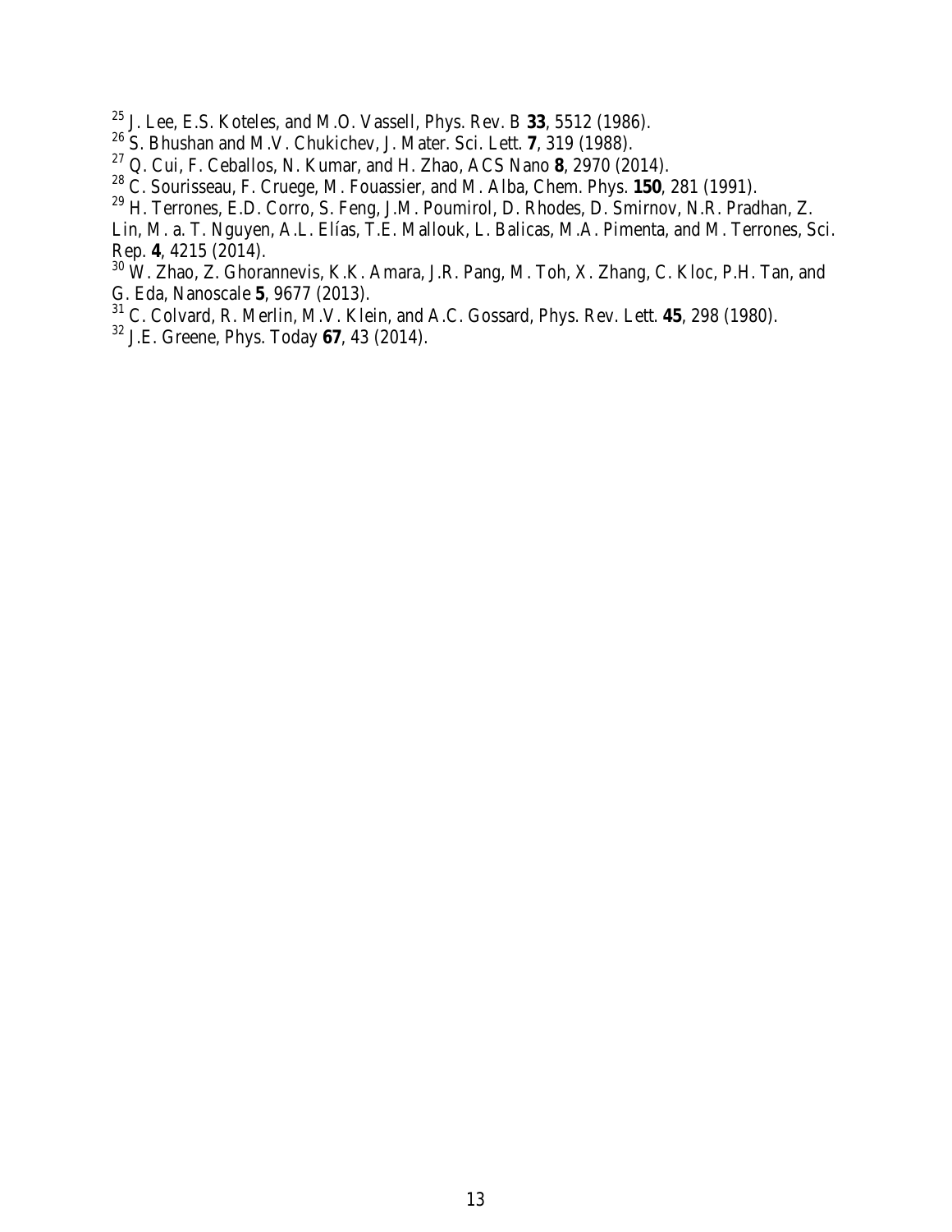[25] J. Lee, E.S. Koteles, and M.O. Vassell, Phys. Rev. B **33**, 5512 (1986).
[26] S. Bhushan and M.V. Chukichev, J. Mater. Sci. Lett. **7**, 319 (1988).
[27] Q. Cui, F. Ceballos, N. Kumar, and H. Zhao, ACS Nano **8**, 2970 (2014).
[28] C. Sourisseau, F. Cruege, M. Fouassier, and M. Alba, Chem. Phys. **150**, 281 (1991).
[29] H. Terrones, E.D. Corro, S. Feng, J.M. Poumirol, D. Rhodes, D. Smirnov, N.R. Pradhan, Z. Lin, M. a. T. Nguyen, A.L. Elías, T.E. Mallouk, L. Balicas, M.A. Pimenta, and M. Terrones, Sci. Rep. **4**, 4215 (2014).
[30] W. Zhao, Z. Ghorannevis, K.K. Amara, J.R. Pang, M. Toh, X. Zhang, C. Kloc, P.H. Tan, and G. Eda, Nanoscale **5**, 9677 (2013).
[31] C. Colvard, R. Merlin, M.V. Klein, and A.C. Gossard, Phys. Rev. Lett. **45**, 298 (1980).
[32] J.E. Greene, Phys. Today **67**, 43 (2014).